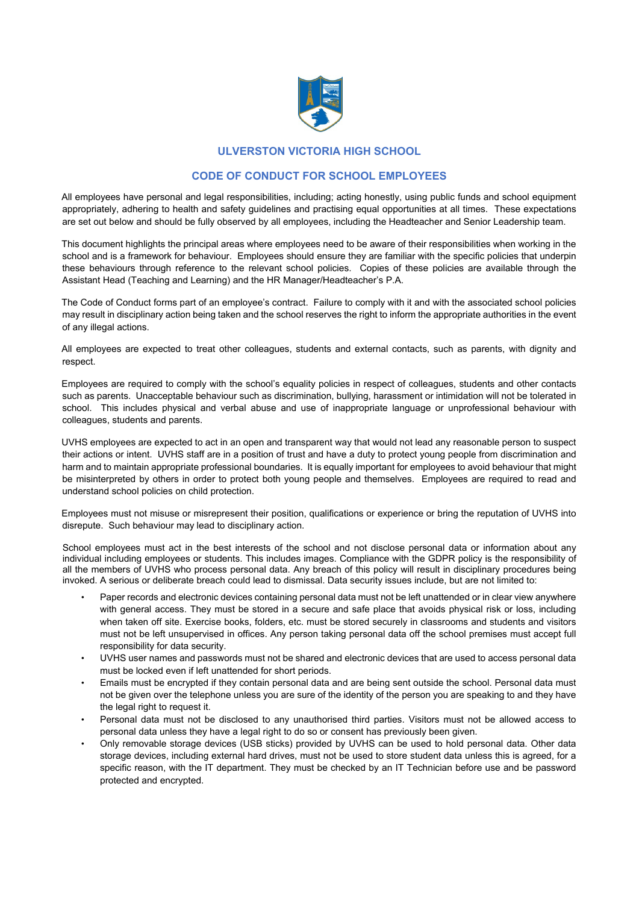# ULVERSTON VICTORIA HIGH SCHOOL

## CODE OF CONDUCT FOR SCHOOL EMPLOYEES

All employees have personal and legal responsibilities, including; acting honestly, using public funds and school equipment appropriately, adhering to health and safety guidelines and practising equal opportunities at all times. These expectations are set out below and should be fully observed by all employees, including the Headteacher and Senior Leadership team.

This document highlights the principal areas where employees need to be aware of their responsibilities when working in the school and is a framework for behaviour. Employees should ensure they are familiar with the specific policies that underpin these behaviours through reference to the relevant school policies. Copies of these policies are available through the Assistant Head (Teaching and Learning) and the HR Manager/Headteacher's P.A.

The Code of Conduct forms part of an employee's contract. Failure to comply with it and with the associated school policies may result in disciplinary action being taken and the school reserves the right to inform the appropriate authorities in the event of any illegal actions.

All employees are expected to treat other colleagues, students and external contacts, such as parents, with dignity and respect.

Employees are required to comply with the school's equality policies in respect of colleagues, students and other contacts such as parents. Unacceptable behaviour such as discrimination, bullying, harassment or intimidation will not be tolerated in school. This includes physical and verbal abuse and use of inappropriate language or unprofessional behaviour with colleagues, students and parents.

UVHS employees are expected to act in an open and transparent way that would not lead any reasonable person to suspect their actions or intent. UVHS staff are in a position of trust and have a duty to protect young people from discrimination and harm and to maintain appropriate professional boundaries. It is equally important for employees to avoid behaviour that might be misinterpreted by others in order to protect both young people and themselves. Employees are required to read and understand school policies on child protection.

Employees must not misuse or misrepresent their position, qualifications or experience or bring the reputation of UVHS into disrepute. Such behaviour may lead to disciplinary action.

School employees must act in the best interests of the school and not disclose personal data or information about any individual including employees or students. This includes images. Compliance with the GDPR policy is the responsibility of all the members of UVHS who process personal data. Any breach of this policy will result in disciplinary procedures being invoked. A serious or deliberate breach could lead to dismissal. Data security issues include, but are not limited to:

- Paper records and electronic devices containing personal data must not be left unattended or in clear view anywhere with general access. They must be stored in a secure and safe place that avoids physical risk or loss, including when taken off site. Exercise books, folders, etc. must be stored securely in classrooms and students and visitors must not be left unsupervised in offices. Any person taking personal data off the school premises must accept full responsibility for data security.
- UVHS user names and passwords must not be shared and electronic devices that are used to access personal data must be locked even if left unattended for short periods.
- Emails must be encrypted if they contain personal data and are being sent outside the school. Personal data must not be given over the telephone unless you are sure of the identity of the person you are speaking to and they have the legal right to request it.
- Personal data must not be disclosed to any unauthorised third parties. Visitors must not be allowed access to personal data unless they have a legal right to do so or consent has previously been given.
- Only removable storage devices (USB sticks) provided by UVHS can be used to hold personal data. Other data storage devices, including external hard drives, must not be used to store student data unless this is agreed, for a specific reason, with the IT department. They must be checked by an IT Technician before use and be password protected and encrypted.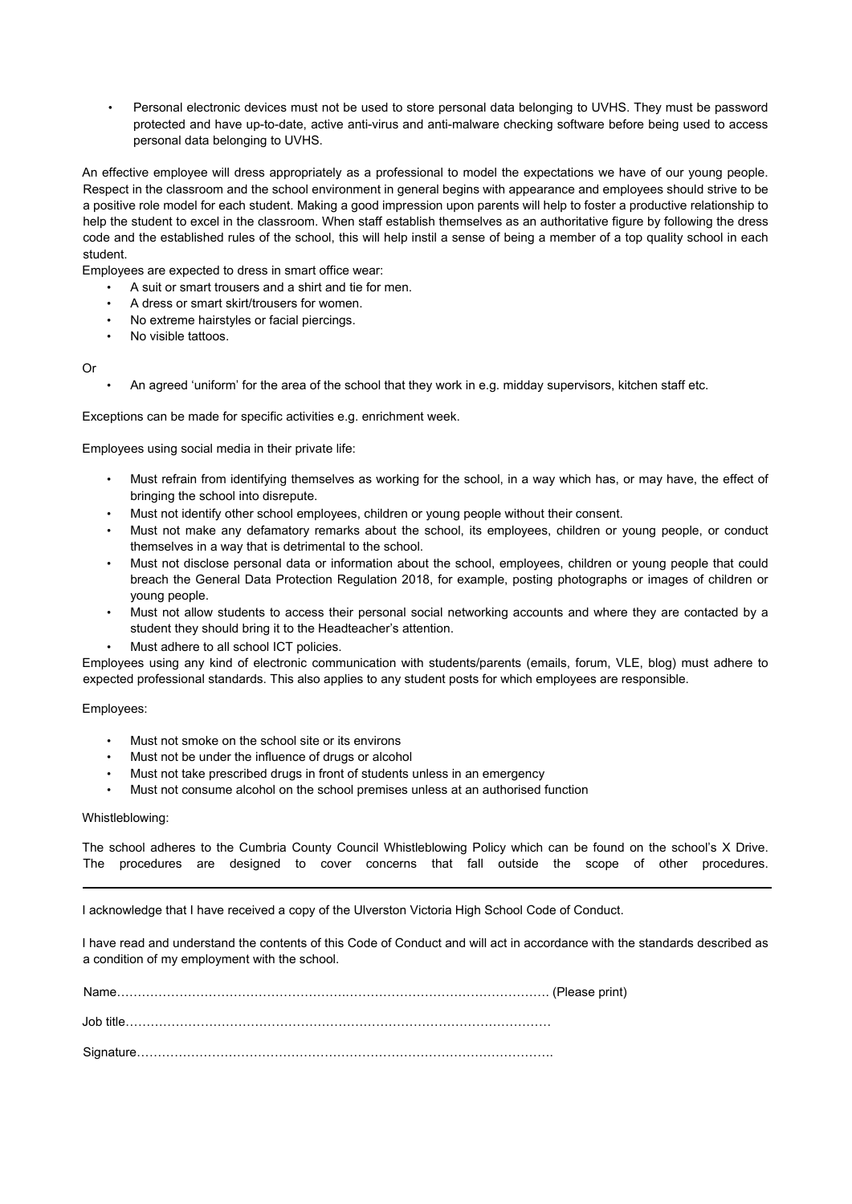- Personal electronic devices must not be used to store personal data belonging to UVHS. They must be password protected and have up-to-date, active anti-virus and anti-malware checking software before being used to access personal data belonging to UVHS.

An effective employee will dress appropriately as a professional to model the expectations we have of our young people. Respect in the classroom and the school environment in general begins with appearance and employees should strive to be a positive role model for each student. Making a good impression upon parents will help to foster a productive relationship to help the student to excel in the classroom. When staff establish themselves as an authoritative figure by following the dress code and the established rules of the school, this will help instil a sense of being a member of a top quality school in each student.

Employees are expected to dress in smart office wear:

- A suit or smart trousers and a shirt and tie for men.
- A dress or smart skirt/trousers for women.
- No extreme hairstyles or facial piercings.
- No visible tattoos.

Or

- An agreed 'uniform' for the area of the school that they work in e.g. midday supervisors, kitchen staff etc.

Exceptions can be made for specific activities e.g. enrichment week.

Employees using social media in their private life:

- Must refrain from identifying themselves as working for the school, in a way which has, or may have, the effect of bringing the school into disrepute.
- Must not identify other school employees, children or young people without their consent.
- Must not make any defamatory remarks about the school, its employees, children or young people, or conduct themselves in a way that is detrimental to the school.
- Must not disclose personal data or information about the school, employees, children or young people that could breach the General Data Protection Regulation 2018, for example, posting photographs or images of children or young people.
- Must not allow students to access their personal social networking accounts and where they are contacted by a student they should bring it to the Headteacher's attention.
- Must adhere to all school ICT policies.

Employees using any kind of electronic communication with students/parents (emails, forum, VLE, blog) must adhere to expected professional standards. This also applies to any student posts for which employees are responsible.

Employees:

- Must not smoke on the school site or its environs
- Must not be under the influence of drugs or alcohol
- Must not take prescribed drugs in front of students unless in an emergency
- Must not consume alcohol on the school premises unless at an authorised function

Whistleblowing:

The school adheres to the Cumbria County Council Whistleblowing Policy which can be found on the school's X Drive. The procedures are designed to cover concerns that fall outside the scope of other procedures.

---

I acknowledge that I have received a copy of the Ulverston Victoria High School Code of Conduct.

I have read and understand the contents of this Code of Conduct and will act in accordance with the standards described as a condition of my employment with the school.

Name………………………………………………………………………………………… (Please print)

Job title…………………………………………………………………………………………

Signature……………………………………………………………………………………….